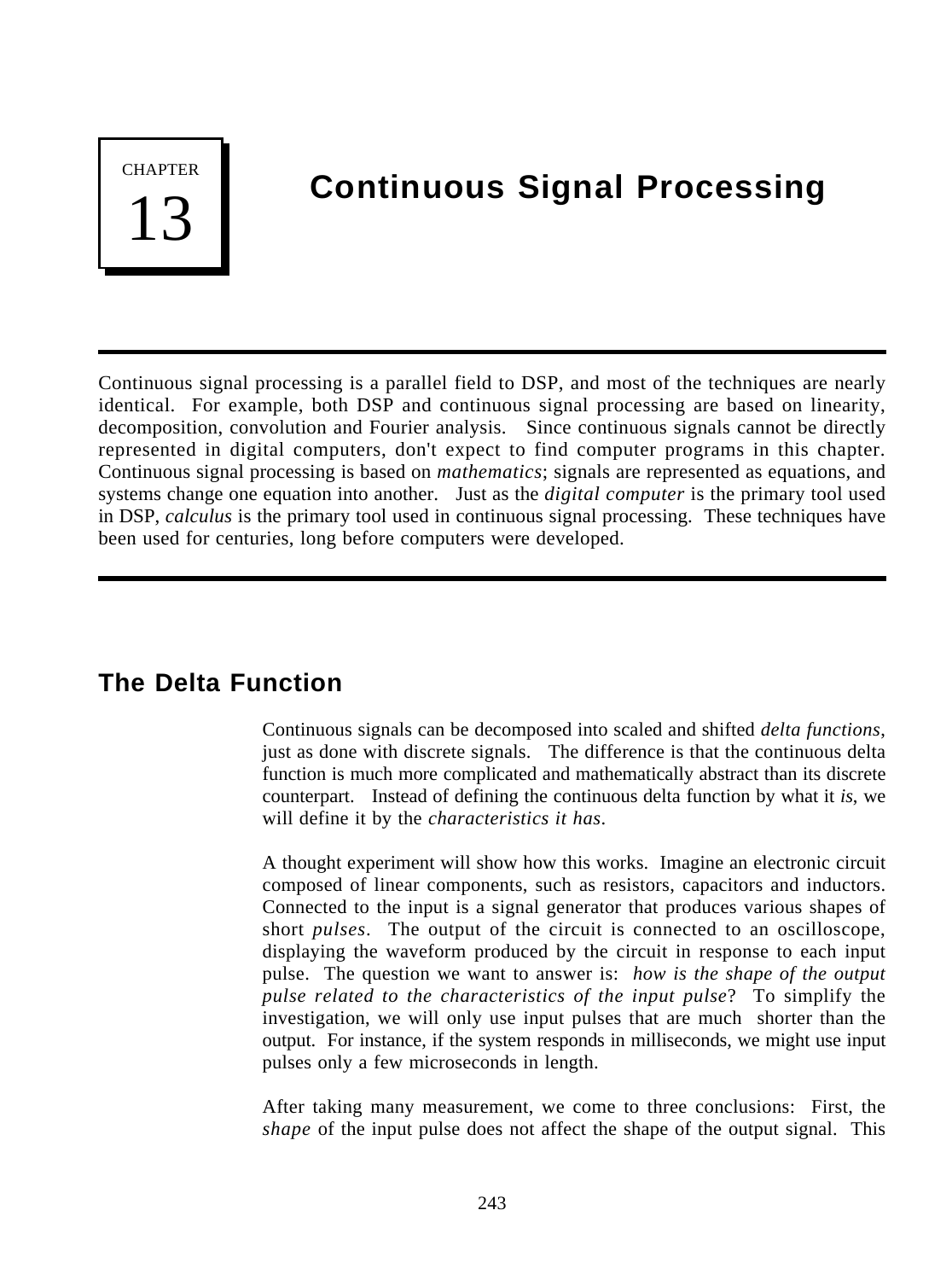# CHAPTER 13

# Continuous Signal Processing

Continuous signal processing is a parallel field to DSP, and most of the techniques are nearly identical. For example, both DSP and continuous signal processing are based on linearity, decomposition, convolution and Fourier analysis. Since continuous signals cannot be directly represented in digital computers, don't expect to find computer programs in this chapter. Continuous signal processing is based on *mathematics*; signals are represented as equations, and systems change one equation into another. Just as the *digital computer* is the primary tool used in DSP, *calculus* is the primary tool used in continuous signal processing. These techniques have been used for centuries, long before computers were developed.

## The Delta Function

Continuous signals can be decomposed into scaled and shifted *delta functions*, just as done with discrete signals. The difference is that the continuous delta function is much more complicated and mathematically abstract than its discrete counterpart. Instead of defining the continuous delta function by what it *is*, we will define it by the *characteristics it has*.

A thought experiment will show how this works. Imagine an electronic circuit composed of linear components, such as resistors, capacitors and inductors. Connected to the input is a signal generator that produces various shapes of short *pulses*. The output of the circuit is connected to an oscilloscope, displaying the waveform produced by the circuit in response to each input pulse. The question we want to answer is: *how is the shape of the output pulse related to the characteristics of the input pulse*? To simplify the investigation, we will only use input pulses that are much shorter than the output. For instance, if the system responds in milliseconds, we might use input pulses only a few microseconds in length.

After taking many measurement, we come to three conclusions: First, the *shape* of the input pulse does not affect the shape of the output signal. This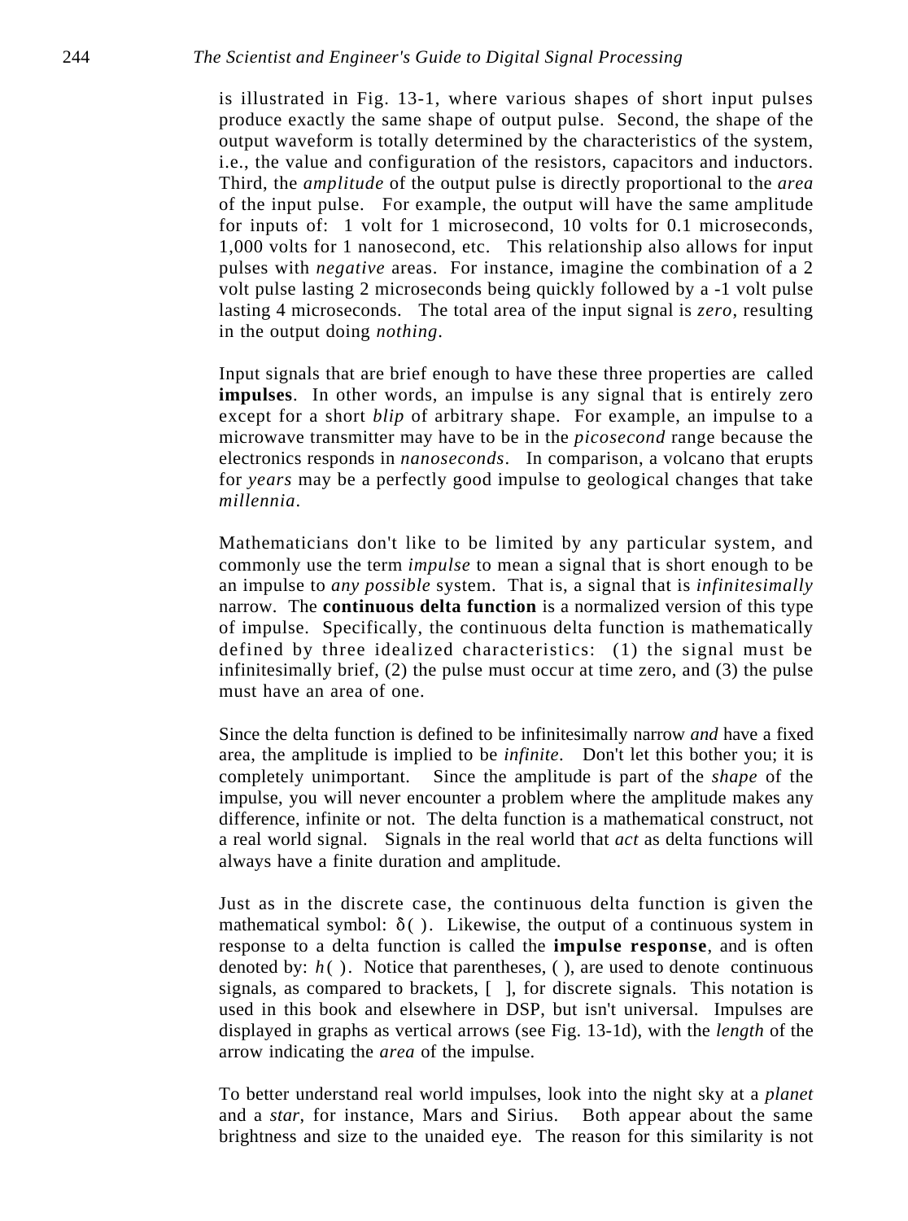is illustrated in Fig. 13-1, where various shapes of short input pulses produce exactly the same shape of output pulse. Second, the shape of the output waveform is totally determined by the characteristics of the system, i.e., the value and configuration of the resistors, capacitors and inductors. Third, the *amplitude* of the output pulse is directly proportional to the *area* of the input pulse. For example, the output will have the same amplitude for inputs of: 1 volt for 1 microsecond, 10 volts for 0.1 microseconds, 1,000 volts for 1 nanosecond, etc. This relationship also allows for input pulses with *negative* areas. For instance, imagine the combination of a 2 volt pulse lasting 2 microseconds being quickly followed by a -1 volt pulse lasting 4 microseconds. The total area of the input signal is *zero*, resulting in the output doing *nothing*.

Input signals that are brief enough to have these three properties are called **impulses**. In other words, an impulse is any signal that is entirely zero except for a short *blip* of arbitrary shape. For example, an impulse to a microwave transmitter may have to be in the *picosecond* range because the electronics responds in *nanoseconds*. In comparison, a volcano that erupts for *years* may be a perfectly good impulse to geological changes that take *millennia*.

Mathematicians don't like to be limited by any particular system, and commonly use the term *impulse* to mean a signal that is short enough to be an impulse to *any possible* system. That is, a signal that is *infinitesimally* narrow. The **continuous delta function** is a normalized version of this type of impulse. Specifically, the continuous delta function is mathematically defined by three idealized characteristics: (1) the signal must be infinitesimally brief, (2) the pulse must occur at time zero, and (3) the pulse must have an area of one.

Since the delta function is defined to be infinitesimally narrow *and* have a fixed area, the amplitude is implied to be *infinite*. Don't let this bother you; it is completely unimportant. Since the amplitude is part of the *shape* of the impulse, you will never encounter a problem where the amplitude makes any difference, infinite or not. The delta function is a mathematical construct, not a real world signal. Signals in the real world that *act* as delta functions will always have a finite duration and amplitude.

Just as in the discrete case, the continuous delta function is given the mathematical symbol: $\delta(\ )$. Likewise, the output of a continuous system in response to a delta function is called the **impulse response**, and is often denoted by: $h(\ )$. Notice that parentheses, ( ), are used to denote continuous signals, as compared to brackets, [ ], for discrete signals. This notation is used in this book and elsewhere in DSP, but isn't universal. Impulses are displayed in graphs as vertical arrows (see Fig. 13-1d), with the *length* of the arrow indicating the *area* of the impulse.

To better understand real world impulses, look into the night sky at a *planet* and a *star*, for instance, Mars and Sirius. Both appear about the same brightness and size to the unaided eye. The reason for this similarity is not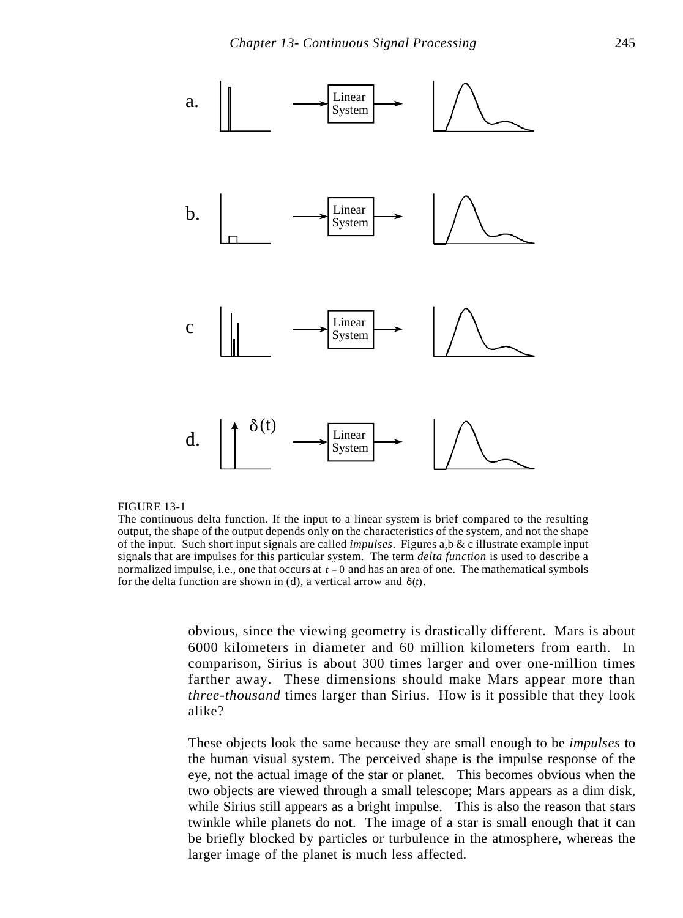a.

Linear System

b.

Linear System

c

Linear System

d.

$\delta(t)$

Linear System

FIGURE 13-1
The continuous delta function. If the input to a linear system is brief compared to the resulting output, the shape of the output depends only on the characteristics of the system, and not the shape of the input. Such short input signals are called *impulses*. Figures a,b & c illustrate example input signals that are impulses for this particular system. The term *delta function* is used to describe a normalized impulse, i.e., one that occurs at $t = 0$ and has an area of one. The mathematical symbols for the delta function are shown in (d), a vertical arrow and $\delta(t)$.

obvious, since the viewing geometry is drastically different. Mars is about 6000 kilometers in diameter and 60 million kilometers from earth. In comparison, Sirius is about 300 times larger and over one-million times farther away. These dimensions should make Mars appear more than *three-thousand* times larger than Sirius. How is it possible that they look alike?

These objects look the same because they are small enough to be *impulses* to the human visual system. The perceived shape is the impulse response of the eye, not the actual image of the star or planet. This becomes obvious when the two objects are viewed through a small telescope; Mars appears as a dim disk, while Sirius still appears as a bright impulse. This is also the reason that stars twinkle while planets do not. The image of a star is small enough that it can be briefly blocked by particles or turbulence in the atmosphere, whereas the larger image of the planet is much less affected.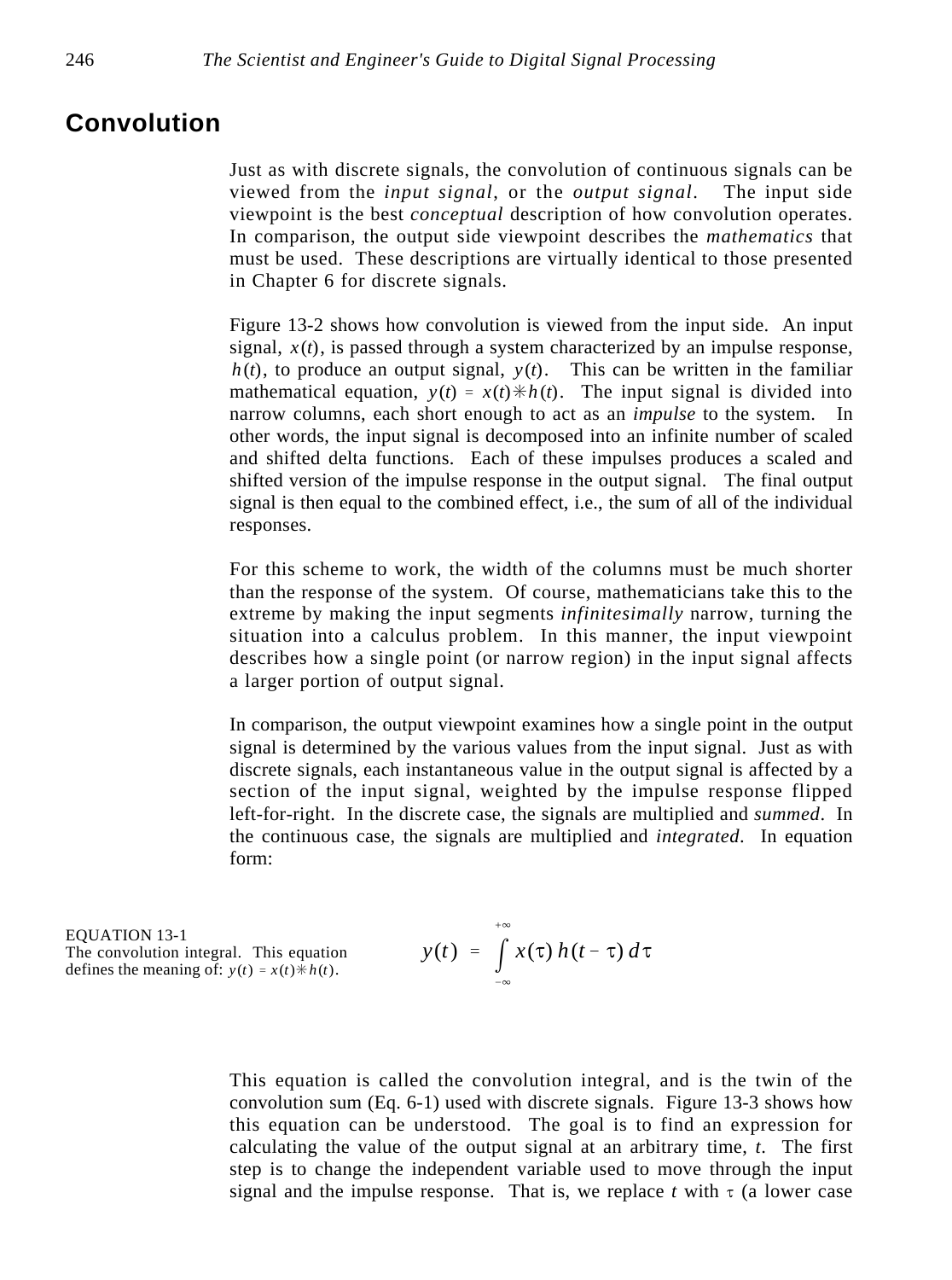## Convolution

Just as with discrete signals, the convolution of continuous signals can be viewed from the *input signal*, or the *output signal*. The input side viewpoint is the best *conceptual* description of how convolution operates. In comparison, the output side viewpoint describes the *mathematics* that must be used. These descriptions are virtually identical to those presented in Chapter 6 for discrete signals.

Figure 13-2 shows how convolution is viewed from the input side. An input signal, $x(t)$, is passed through a system characterized by an impulse response, $h(t)$, to produce an output signal, $y(t)$. This can be written in the familiar mathematical equation, $y(t) = x(t) * h(t)$. The input signal is divided into narrow columns, each short enough to act as an *impulse* to the system. In other words, the input signal is decomposed into an infinite number of scaled and shifted delta functions. Each of these impulses produces a scaled and shifted version of the impulse response in the output signal. The final output signal is then equal to the combined effect, i.e., the sum of all of the individual responses.

For this scheme to work, the width of the columns must be much shorter than the response of the system. Of course, mathematicians take this to the extreme by making the input segments *infinitesimally* narrow, turning the situation into a calculus problem. In this manner, the input viewpoint describes how a single point (or narrow region) in the input signal affects a larger portion of output signal.

In comparison, the output viewpoint examines how a single point in the output signal is determined by the various values from the input signal. Just as with discrete signals, each instantaneous value in the output signal is affected by a section of the input signal, weighted by the impulse response flipped left-for-right. In the discrete case, the signals are multiplied and *summed*. In the continuous case, the signals are multiplied and *integrated*. In equation form:

EQUATION 13-1
The convolution integral. This equation defines the meaning of: $y(t) = x(t) * h(t)$.

$$y(t) = \int_{-\infty}^{+\infty} x(\tau)\, h(t-\tau)\, d\tau$$

This equation is called the convolution integral, and is the twin of the convolution sum (Eq. 6-1) used with discrete signals. Figure 13-3 shows how this equation can be understood. The goal is to find an expression for calculating the value of the output signal at an arbitrary time, $t$. The first step is to change the independent variable used to move through the input signal and the impulse response. That is, we replace $t$ with $\tau$ (a lower case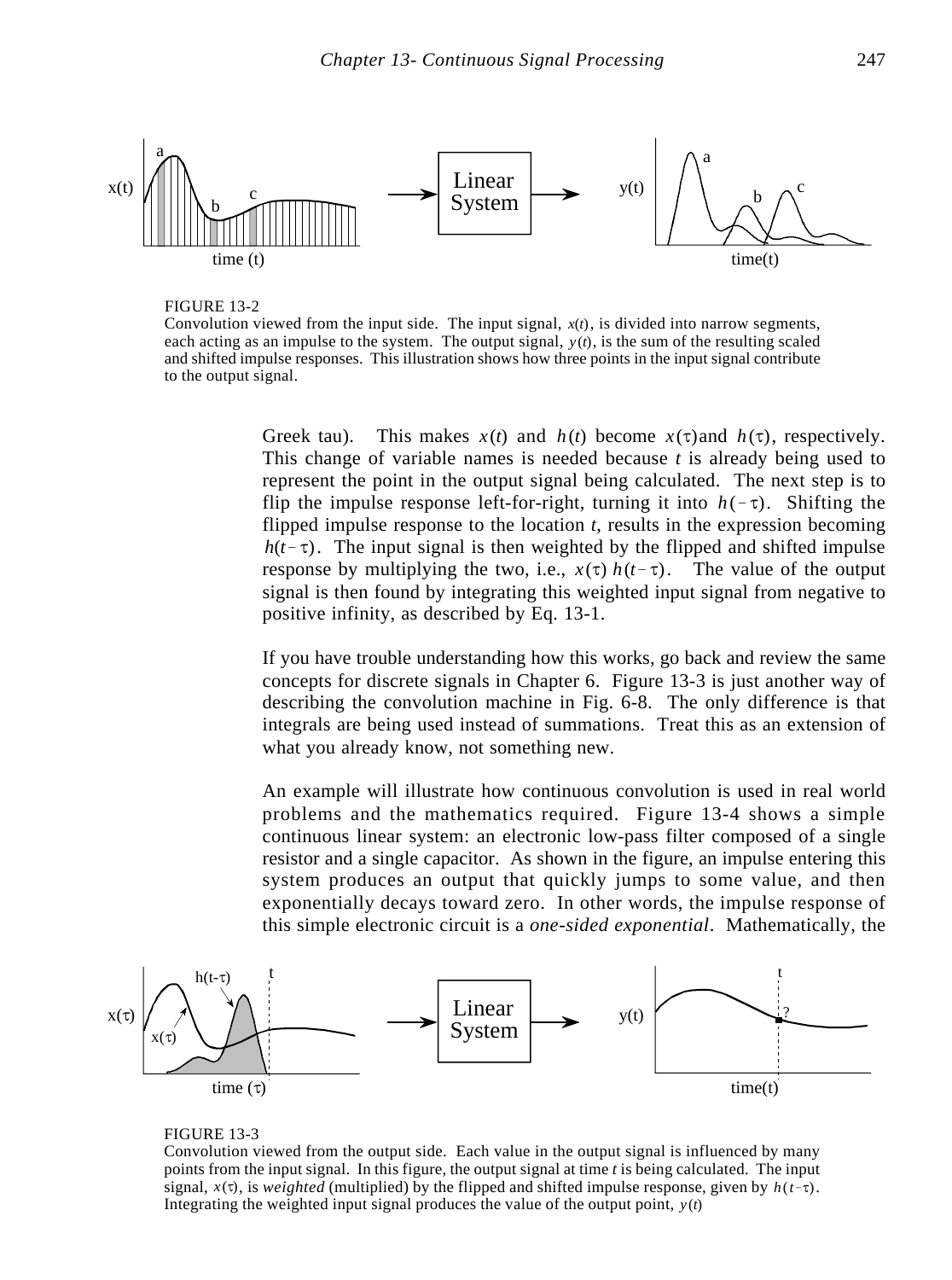x(t)

a

b

c

time (t)

Linear System

y(t)

a

b

c

time(t)

FIGURE 13-2
Convolution viewed from the input side. The input signal, $x(t)$, is divided into narrow segments, each acting as an impulse to the system. The output signal, $y(t)$, is the sum of the resulting scaled and shifted impulse responses. This illustration shows how three points in the input signal contribute to the output signal.

Greek tau). This makes $x(t)$ and $h(t)$ become $x(\tau)$and $h(\tau)$, respectively. This change of variable names is needed because $t$ is already being used to represent the point in the output signal being calculated. The next step is to flip the impulse response left-for-right, turning it into $h(-\tau)$. Shifting the flipped impulse response to the location $t$, results in the expression becoming $h(t-\tau)$. The input signal is then weighted by the flipped and shifted impulse response by multiplying the two, i.e., $x(\tau)\,h(t-\tau)$. The value of the output signal is then found by integrating this weighted input signal from negative to positive infinity, as described by Eq. 13-1.

If you have trouble understanding how this works, go back and review the same concepts for discrete signals in Chapter 6. Figure 13-3 is just another way of describing the convolution machine in Fig. 6-8. The only difference is that integrals are being used instead of summations. Treat this as an extension of what you already know, not something new.

An example will illustrate how continuous convolution is used in real world problems and the mathematics required. Figure 13-4 shows a simple continuous linear system: an electronic low-pass filter composed of a single resistor and a single capacitor. As shown in the figure, an impulse entering this system produces an output that quickly jumps to some value, and then exponentially decays toward zero. In other words, the impulse response of this simple electronic circuit is a *one-sided exponential*. Mathematically, the

x(τ)

h(t-τ)

x(τ)

t

time (τ)

Linear System

y(t)

t

?

time(t)

FIGURE 13-3
Convolution viewed from the output side. Each value in the output signal is influenced by many points from the input signal. In this figure, the output signal at time $t$ is being calculated. The input signal, $x(\tau)$, is *weighted* (multiplied) by the flipped and shifted impulse response, given by $h(t-\tau)$. Integrating the weighted input signal produces the value of the output point, $y(t)$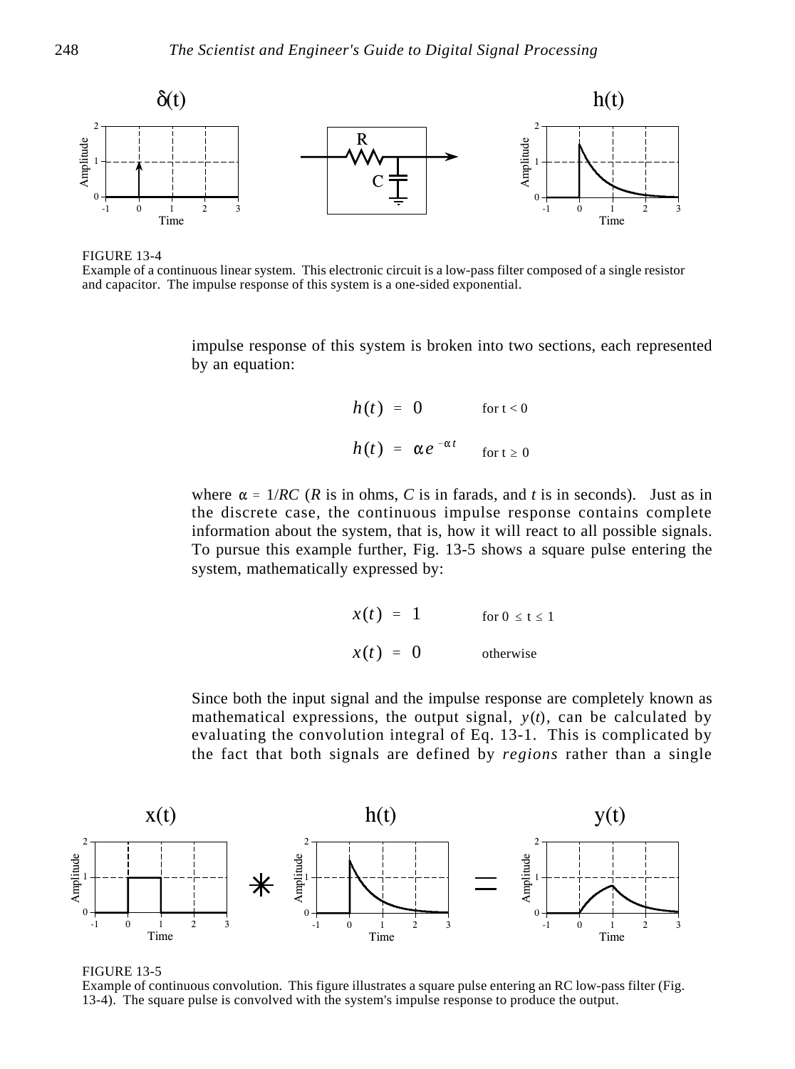δ(t)

Amplitude

2

1

0

-1 0 1 2 3

Time

R

C

h(t)

Amplitude

2

1

0

-1 0 1 2 3

Time

FIGURE 13-4
Example of a continuous linear system. This electronic circuit is a low-pass filter composed of a single resistor and capacitor. The impulse response of this system is a one-sided exponential.

impulse response of this system is broken into two sections, each represented by an equation:

$$h(t) = 0 \qquad \text{for } t < 0$$

$$h(t) = \alpha e^{-\alpha t} \qquad \text{for } t \geq 0$$

where $\alpha = 1/RC$ ($R$ is in ohms, $C$ is in farads, and $t$ is in seconds). Just as in the discrete case, the continuous impulse response contains complete information about the system, that is, how it will react to all possible signals. To pursue this example further, Fig. 13-5 shows a square pulse entering the system, mathematically expressed by:

$$x(t) = 1 \qquad \text{for } 0 \leq t \leq 1$$

$$x(t) = 0 \qquad \text{otherwise}$$

Since both the input signal and the impulse response are completely known as mathematical expressions, the output signal, $y(t)$, can be calculated by evaluating the convolution integral of Eq. 13-1. This is complicated by the fact that both signals are defined by *regions* rather than a single

x(t)

Amplitude

2

1

0

-1 0 1 2 3

Time

h(t)

Amplitude

2

1

0

-1 0 1 2 3

Time

y(t)

Amplitude

2

1

0

-1 0 1 2 3

Time

FIGURE 13-5
Example of continuous convolution. This figure illustrates a square pulse entering an RC low-pass filter (Fig. 13-4). The square pulse is convolved with the system's impulse response to produce the output.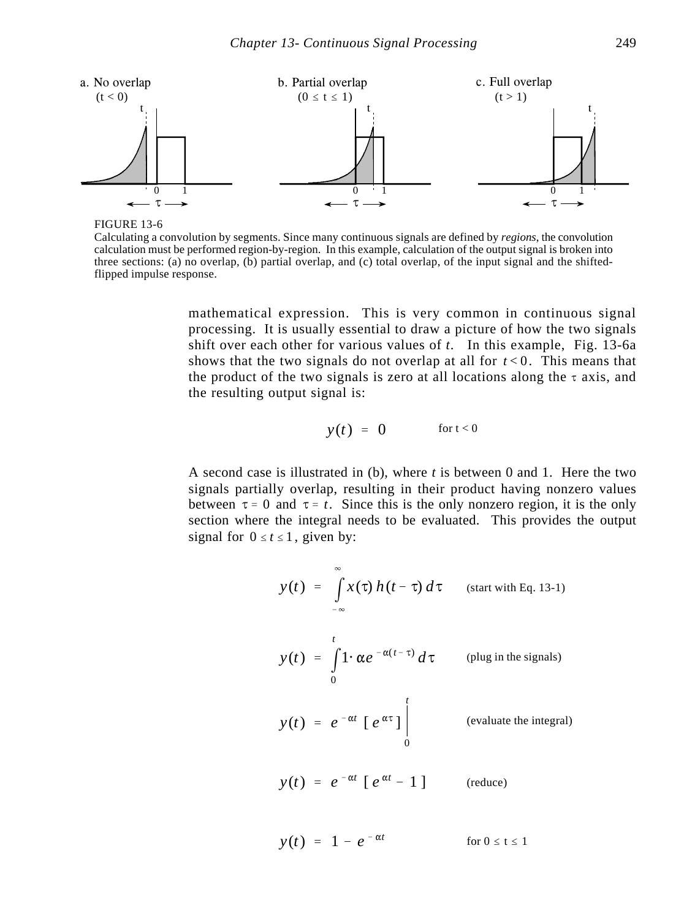FIGURE 13-6
Calculating a convolution by segments. Since many continuous signals are defined by *regions*, the convolution calculation must be performed region-by-region. In this example, calculation of the output signal is broken into three sections: (a) no overlap, (b) partial overlap, and (c) total overlap, of the input signal and the shifted-flipped impulse response.

mathematical expression. This is very common in continuous signal processing. It is usually essential to draw a picture of how the two signals shift over each other for various values of *t*. In this example, Fig. 13-6a shows that the two signals do not overlap at all for $t < 0$. This means that the product of the two signals is zero at all locations along the $\tau$ axis, and the resulting output signal is:

$$y(t) = 0 \qquad \text{for } t < 0$$

A second case is illustrated in (b), where *t* is between 0 and 1. Here the two signals partially overlap, resulting in their product having nonzero values between $\tau = 0$ and $\tau = t$. Since this is the only nonzero region, it is the only section where the integral needs to be evaluated. This provides the output signal for $0 \le t \le 1$, given by:

$$y(t) = \int_{-\infty}^{\infty} x(\tau)\, h(t-\tau)\, d\tau \qquad \text{(start with Eq. 13-1)}$$

$$y(t) = \int_{0}^{t} 1 \cdot \alpha e^{-\alpha(t-\tau)}\, d\tau \qquad \text{(plug in the signals)}$$

$$y(t) = e^{-\alpha t}\, [\, e^{\alpha\tau}\, ] \Big|_{0}^{t} \qquad \text{(evaluate the integral)}$$

$$y(t) = e^{-\alpha t}\, [\, e^{\alpha t} - 1\, ] \qquad \text{(reduce)}$$

$$y(t) = 1 - e^{-\alpha t} \qquad \text{for } 0 \le t \le 1$$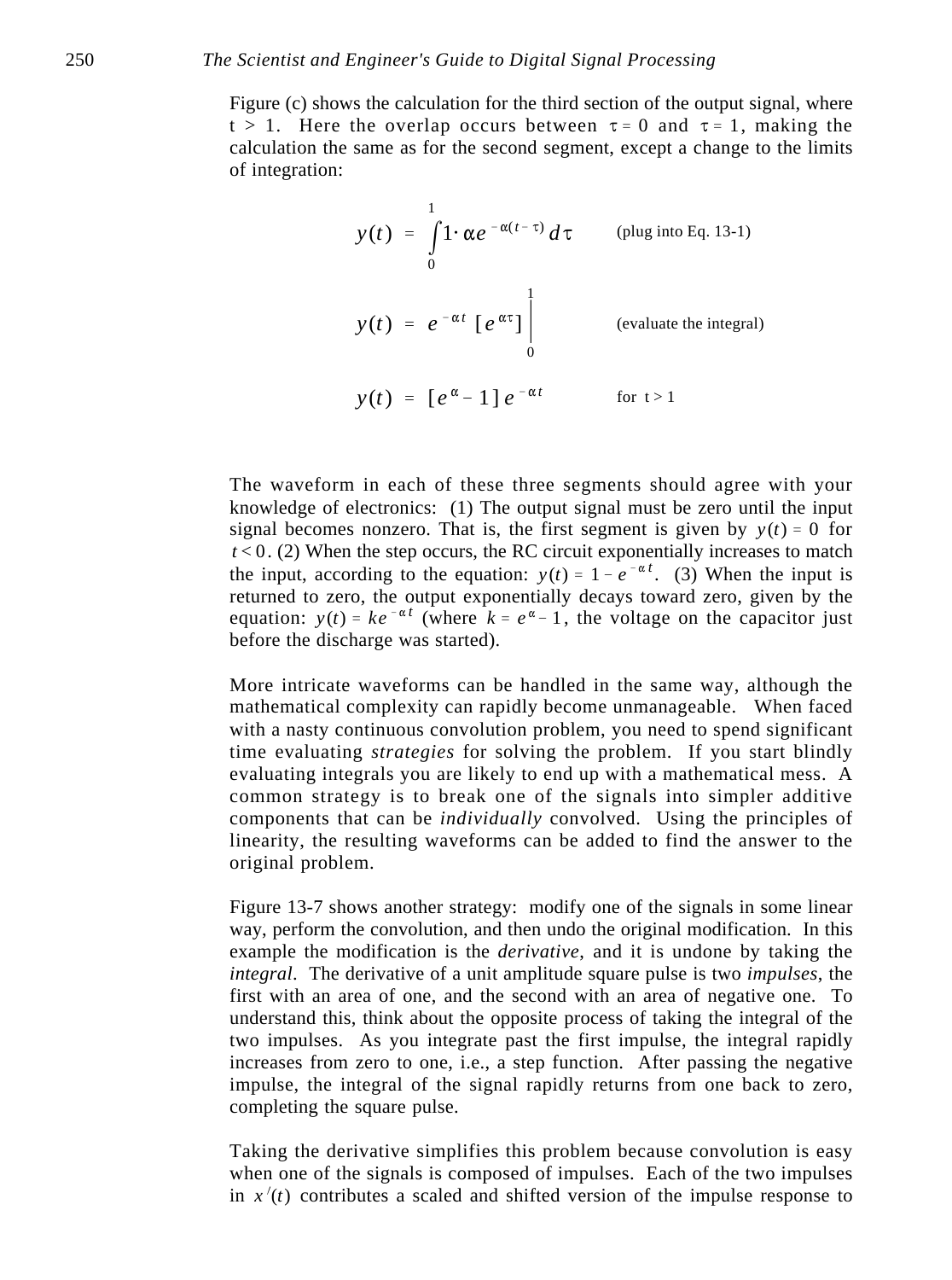Figure (c) shows the calculation for the third section of the output signal, where t > 1. Here the overlap occurs between $\tau = 0$ and $\tau = 1$, making the calculation the same as for the second segment, except a change to the limits of integration:

$$y(t) = \int_0^1 1 \cdot \alpha e^{-\alpha(t-\tau)} \, d\tau \qquad \text{(plug into Eq. 13-1)}$$

$$y(t) = e^{-\alpha t} \left[ e^{\alpha\tau} \right] \Big|_0^1 \qquad \text{(evaluate the integral)}$$

$$y(t) = \left[ e^{\alpha} - 1 \right] e^{-\alpha t} \qquad \text{for } t > 1$$

The waveform in each of these three segments should agree with your knowledge of electronics: (1) The output signal must be zero until the input signal becomes nonzero. That is, the first segment is given by $y(t) = 0$ for $t < 0$. (2) When the step occurs, the RC circuit exponentially increases to match the input, according to the equation: $y(t) = 1 - e^{-\alpha t}$. (3) When the input is returned to zero, the output exponentially decays toward zero, given by the equation: $y(t) = ke^{-\alpha t}$ (where $k = e^{\alpha} - 1$, the voltage on the capacitor just before the discharge was started).

More intricate waveforms can be handled in the same way, although the mathematical complexity can rapidly become unmanageable. When faced with a nasty continuous convolution problem, you need to spend significant time evaluating *strategies* for solving the problem. If you start blindly evaluating integrals you are likely to end up with a mathematical mess. A common strategy is to break one of the signals into simpler additive components that can be *individually* convolved. Using the principles of linearity, the resulting waveforms can be added to find the answer to the original problem.

Figure 13-7 shows another strategy: modify one of the signals in some linear way, perform the convolution, and then undo the original modification. In this example the modification is the *derivative*, and it is undone by taking the *integral*. The derivative of a unit amplitude square pulse is two *impulses*, the first with an area of one, and the second with an area of negative one. To understand this, think about the opposite process of taking the integral of the two impulses. As you integrate past the first impulse, the integral rapidly increases from zero to one, i.e., a step function. After passing the negative impulse, the integral of the signal rapidly returns from one back to zero, completing the square pulse.

Taking the derivative simplifies this problem because convolution is easy when one of the signals is composed of impulses. Each of the two impulses in $x'(t)$ contributes a scaled and shifted version of the impulse response to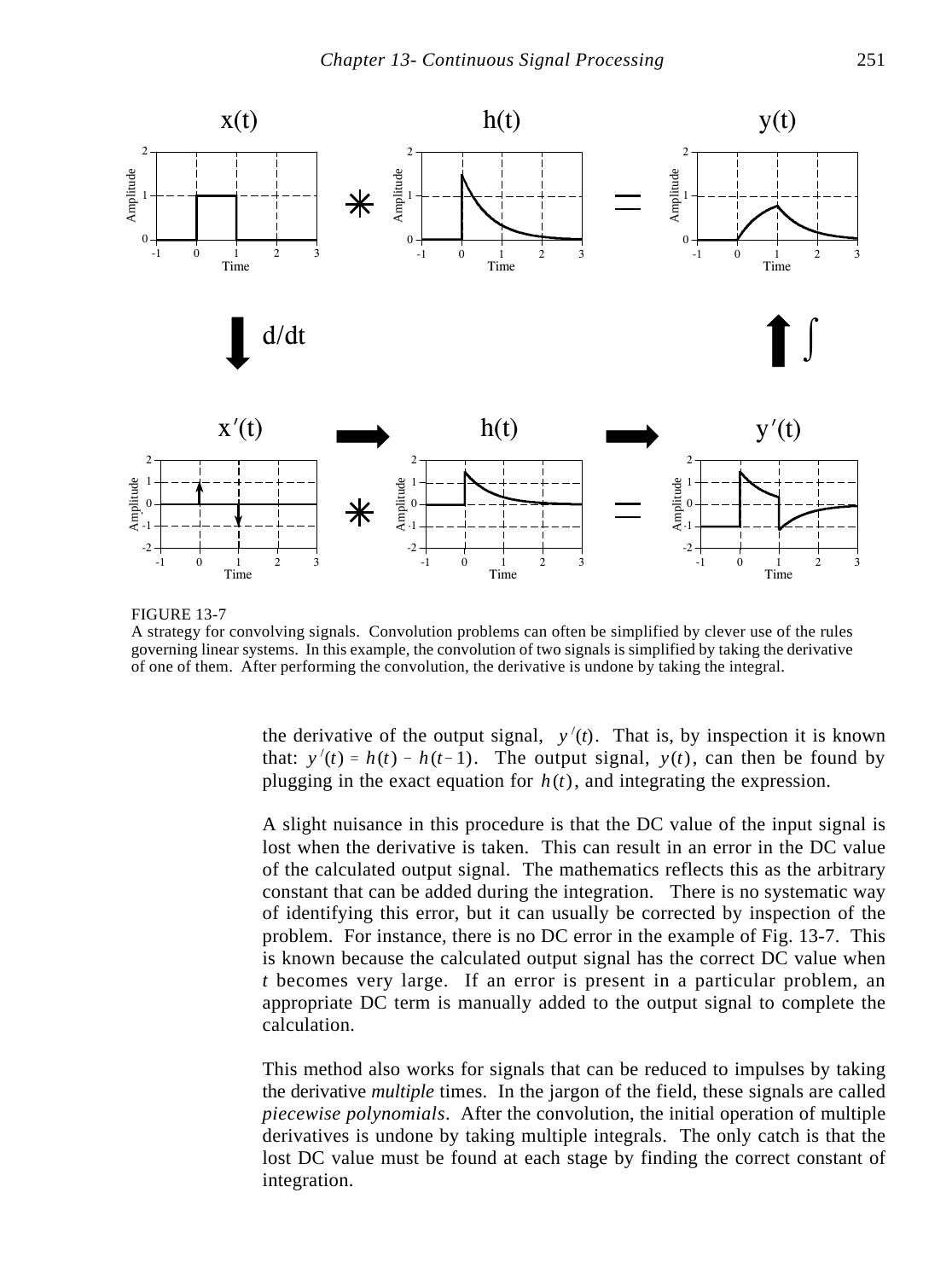x(t)

h(t)

y(t)

Amplitude

Time

d/dt

∫

x′(t)

h(t)

y′(t)

FIGURE 13-7
A strategy for convolving signals. Convolution problems can often be simplified by clever use of the rules governing linear systems. In this example, the convolution of two signals is simplified by taking the derivative of one of them. After performing the convolution, the derivative is undone by taking the integral.

the derivative of the output signal, $y'(t)$. That is, by inspection it is known that: $y'(t) = h(t) - h(t-1)$. The output signal, $y(t)$, can then be found by plugging in the exact equation for $h(t)$, and integrating the expression.

A slight nuisance in this procedure is that the DC value of the input signal is lost when the derivative is taken. This can result in an error in the DC value of the calculated output signal. The mathematics reflects this as the arbitrary constant that can be added during the integration. There is no systematic way of identifying this error, but it can usually be corrected by inspection of the problem. For instance, there is no DC error in the example of Fig. 13-7. This is known because the calculated output signal has the correct DC value when $t$ becomes very large. If an error is present in a particular problem, an appropriate DC term is manually added to the output signal to complete the calculation.

This method also works for signals that can be reduced to impulses by taking the derivative *multiple* times. In the jargon of the field, these signals are called *piecewise polynomials*. After the convolution, the initial operation of multiple derivatives is undone by taking multiple integrals. The only catch is that the lost DC value must be found at each stage by finding the correct constant of integration.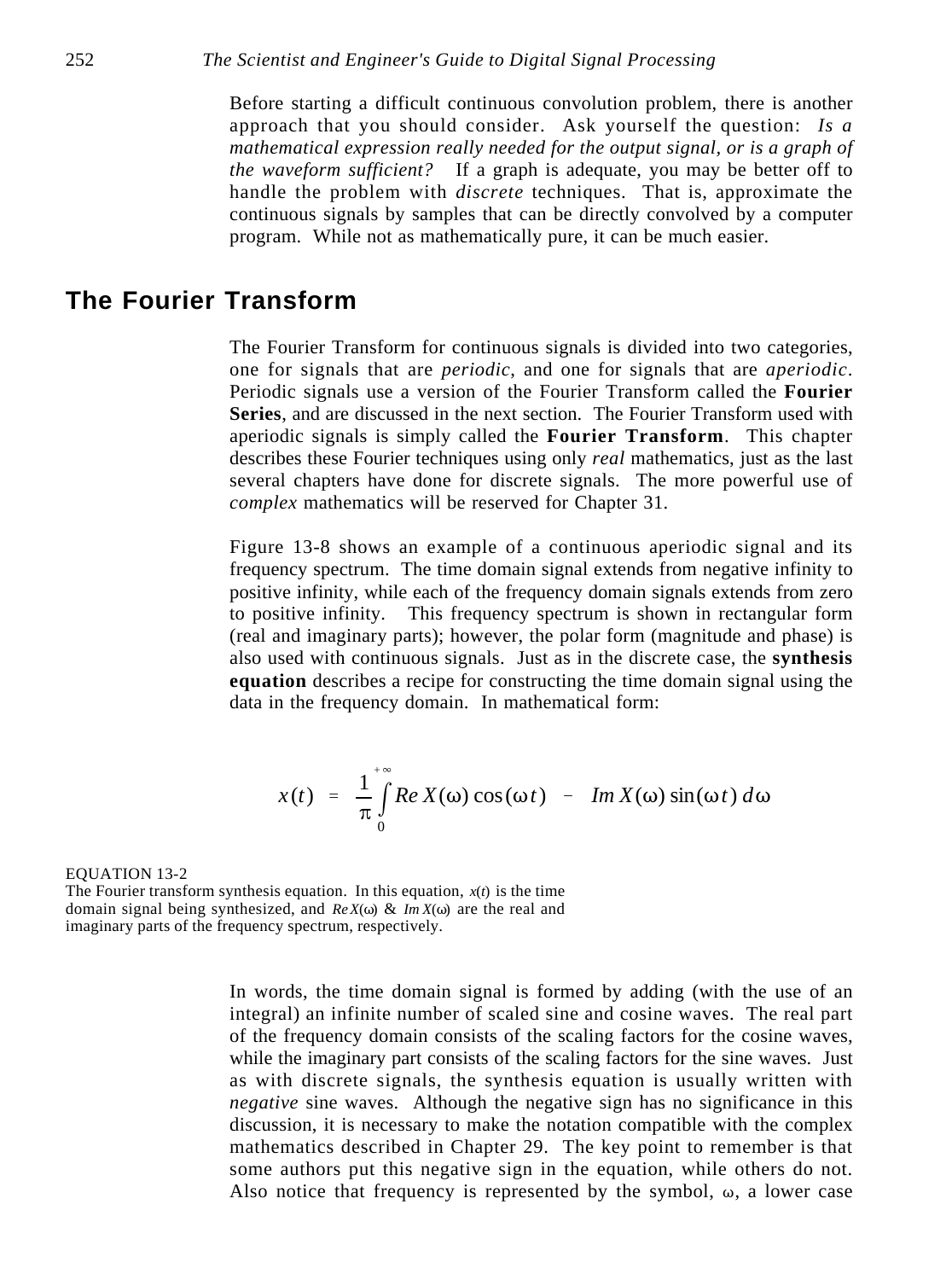Before starting a difficult continuous convolution problem, there is another approach that you should consider. Ask yourself the question: *Is a mathematical expression really needed for the output signal, or is a graph of the waveform sufficient?* If a graph is adequate, you may be better off to handle the problem with *discrete* techniques. That is, approximate the continuous signals by samples that can be directly convolved by a computer program. While not as mathematically pure, it can be much easier.

## The Fourier Transform

The Fourier Transform for continuous signals is divided into two categories, one for signals that are *periodic*, and one for signals that are *aperiodic*. Periodic signals use a version of the Fourier Transform called the **Fourier Series**, and are discussed in the next section. The Fourier Transform used with aperiodic signals is simply called the **Fourier Transform**. This chapter describes these Fourier techniques using only *real* mathematics, just as the last several chapters have done for discrete signals. The more powerful use of *complex* mathematics will be reserved for Chapter 31.

Figure 13-8 shows an example of a continuous aperiodic signal and its frequency spectrum. The time domain signal extends from negative infinity to positive infinity, while each of the frequency domain signals extends from zero to positive infinity. This frequency spectrum is shown in rectangular form (real and imaginary parts); however, the polar form (magnitude and phase) is also used with continuous signals. Just as in the discrete case, the **synthesis equation** describes a recipe for constructing the time domain signal using the data in the frequency domain. In mathematical form:

$$x(t) = \frac{1}{\pi} \int_{0}^{+\infty} Re\,X(\omega) \cos(\omega t) - Im\,X(\omega) \sin(\omega t)\; d\omega$$

EQUATION 13-2
The Fourier transform synthesis equation. In this equation, $x(t)$ is the time domain signal being synthesized, and $Re\,X(\omega)$ & $Im\,X(\omega)$ are the real and imaginary parts of the frequency spectrum, respectively.

In words, the time domain signal is formed by adding (with the use of an integral) an infinite number of scaled sine and cosine waves. The real part of the frequency domain consists of the scaling factors for the cosine waves, while the imaginary part consists of the scaling factors for the sine waves. Just as with discrete signals, the synthesis equation is usually written with *negative* sine waves. Although the negative sign has no significance in this discussion, it is necessary to make the notation compatible with the complex mathematics described in Chapter 29. The key point to remember is that some authors put this negative sign in the equation, while others do not. Also notice that frequency is represented by the symbol, $\omega$, a lower case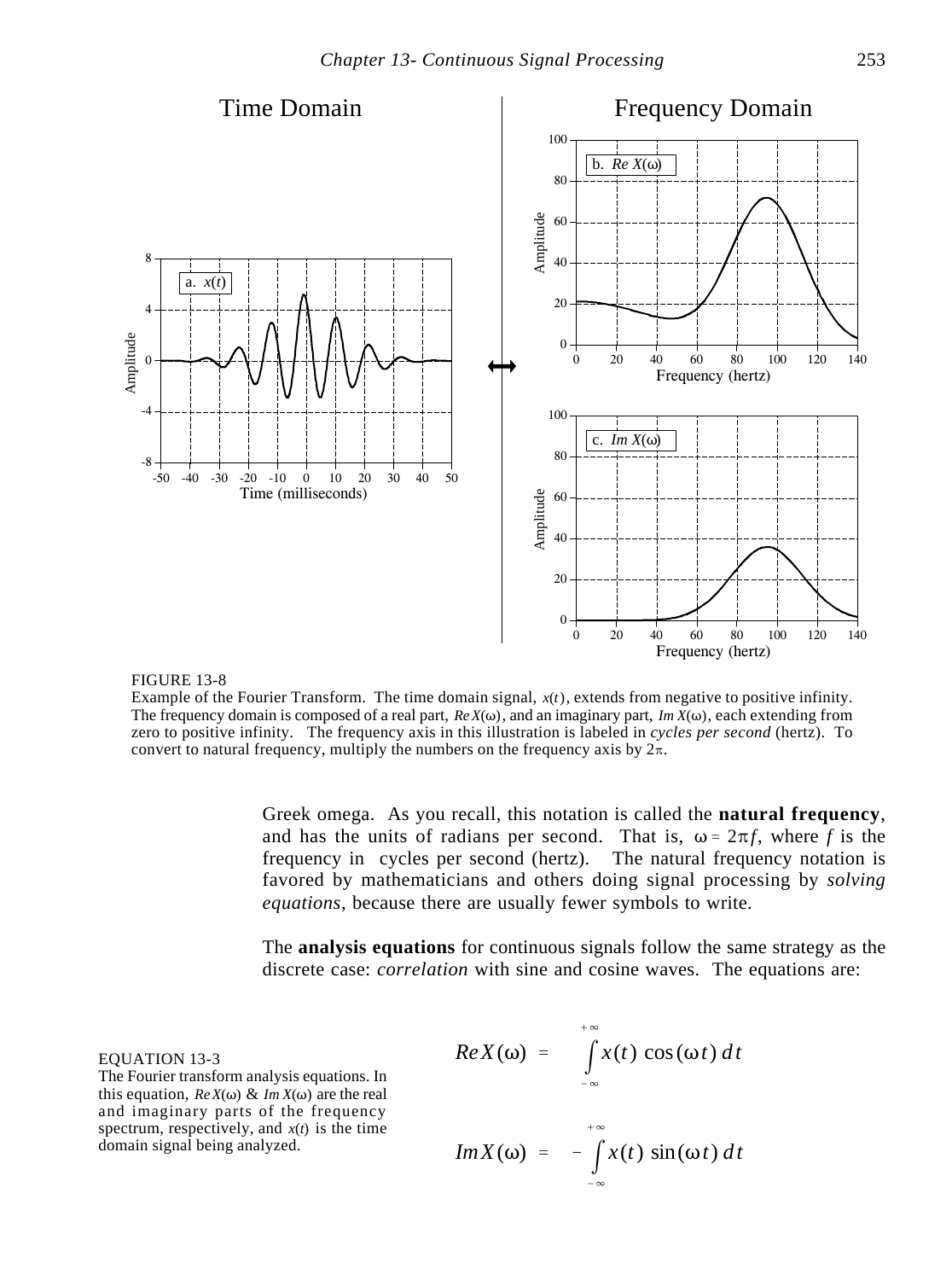Time Domain

a. $x(t)$

Amplitude

8
4
0
-4
-8

-50 -40 -30 -20 -10 0 10 20 30 40 50

Time (milliseconds)

Frequency Domain

b. $Re\,X(\omega)$

Amplitude

100
80
60
40
20
0

0 20 40 60 80 100 120 140

Frequency (hertz)

c. $Im\,X(\omega)$

Amplitude

100
80
60
40
20
0

0 20 40 60 80 100 120 140

Frequency (hertz)

FIGURE 13-8
Example of the Fourier Transform. The time domain signal, $x(t)$, extends from negative to positive infinity. The frequency domain is composed of a real part, $Re\,X(\omega)$, and an imaginary part, $Im\,X(\omega)$, each extending from zero to positive infinity. The frequency axis in this illustration is labeled in *cycles per second* (hertz). To convert to natural frequency, multiply the numbers on the frequency axis by $2\pi$.

Greek omega. As you recall, this notation is called the **natural frequency**, and has the units of radians per second. That is, $\omega = 2\pi f$, where $f$ is the frequency in cycles per second (hertz). The natural frequency notation is favored by mathematicians and others doing signal processing by *solving equations*, because there are usually fewer symbols to write.

The **analysis equations** for continuous signals follow the same strategy as the discrete case: *correlation* with sine and cosine waves. The equations are:

EQUATION 13-3
The Fourier transform analysis equations. In this equation, $Re\,X(\omega)$ & $Im\,X(\omega)$ are the real and imaginary parts of the frequency spectrum, respectively, and $x(t)$ is the time domain signal being analyzed.

$$Re\,X(\omega) = \int_{-\infty}^{+\infty} x(t)\,\cos(\omega t)\,dt$$

$$Im\,X(\omega) = -\int_{-\infty}^{+\infty} x(t)\,\sin(\omega t)\,dt$$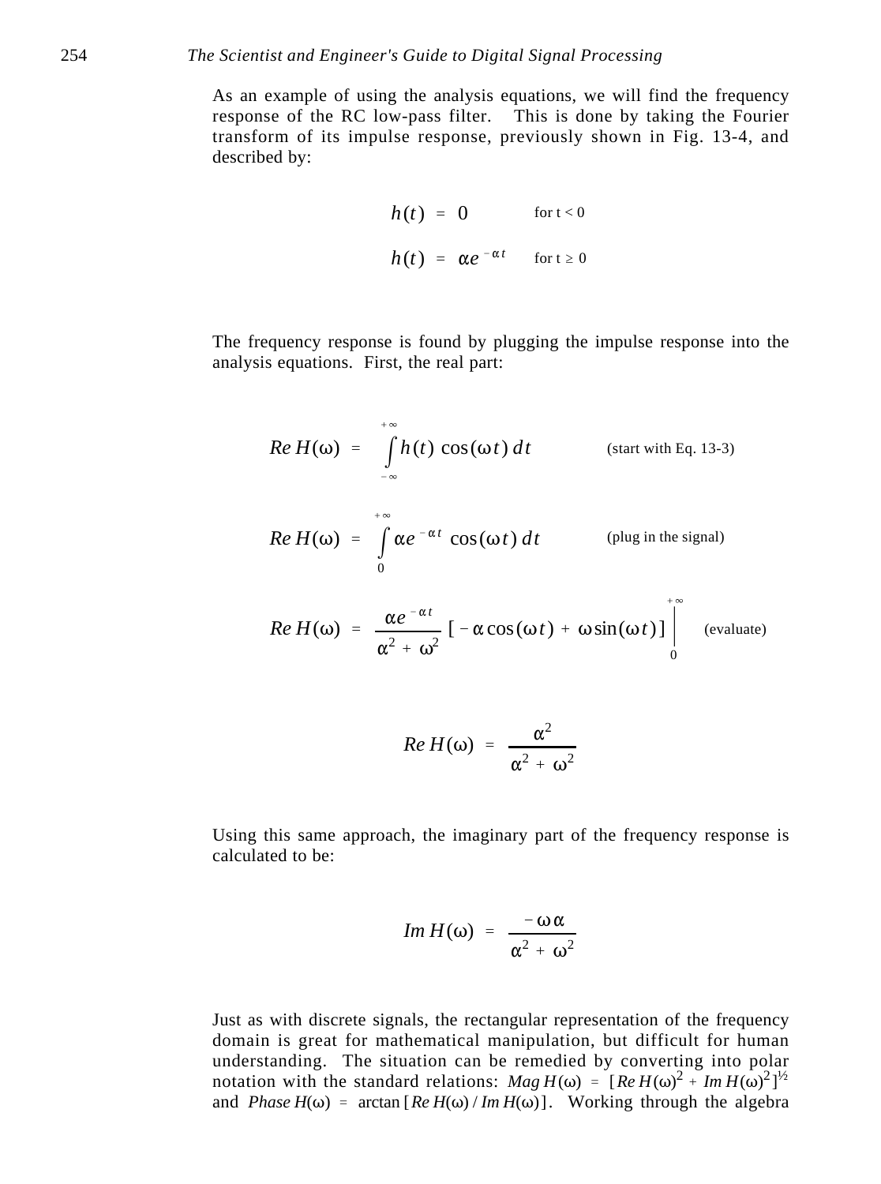As an example of using the analysis equations, we will find the frequency response of the RC low-pass filter. This is done by taking the Fourier transform of its impulse response, previously shown in Fig. 13-4, and described by:

$$h(t) = 0 \qquad \text{for } t < 0$$

$$h(t) = \alpha e^{-\alpha t} \qquad \text{for } t \geq 0$$

The frequency response is found by plugging the impulse response into the analysis equations. First, the real part:

$$Re\,H(\omega) = \int_{-\infty}^{+\infty} h(t)\,\cos(\omega t)\,dt \qquad \text{(start with Eq. 13-3)}$$

$$Re\,H(\omega) = \int_{0}^{+\infty} \alpha e^{-\alpha t}\,\cos(\omega t)\,dt \qquad \text{(plug in the signal)}$$

$$Re\,H(\omega) = \frac{\alpha e^{-\alpha t}}{\alpha^2 + \omega^2}\left[-\alpha \cos(\omega t) + \omega \sin(\omega t)\right]\Bigg|_{0}^{+\infty} \qquad \text{(evaluate)}$$

$$Re\,H(\omega) = \frac{\alpha^2}{\alpha^2 + \omega^2}$$

Using this same approach, the imaginary part of the frequency response is calculated to be:

$$Im\,H(\omega) = \frac{-\omega\alpha}{\alpha^2 + \omega^2}$$

Just as with discrete signals, the rectangular representation of the frequency domain is great for mathematical manipulation, but difficult for human understanding. The situation can be remedied by converting into polar notation with the standard relations: $Mag\,H(\omega) = [Re\,H(\omega)^2 + Im\,H(\omega)^2]^{1/2}$ and $Phase\,H(\omega) = \arctan[Re\,H(\omega) / Im\,H(\omega)]$. Working through the algebra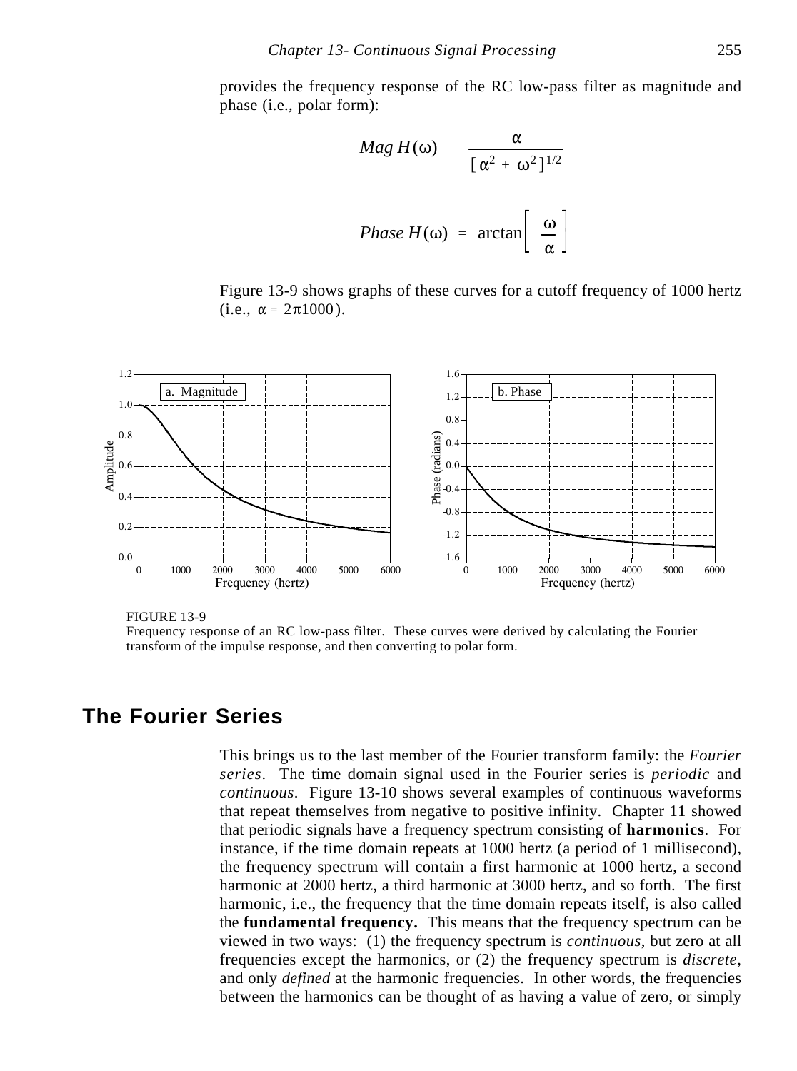provides the frequency response of the RC low-pass filter as magnitude and phase (i.e., polar form):

$$Mag\,H(\omega) = \frac{\alpha}{[\alpha^2 + \omega^2]^{1/2}}$$

$$Phase\,H(\omega) = \arctan\left[-\frac{\omega}{\alpha}\right]$$

Figure 13-9 shows graphs of these curves for a cutoff frequency of 1000 hertz (i.e., $\alpha = 2\pi 1000$).

a. Magnitude

Amplitude

1.2
1.0
0.8
0.6
0.4
0.2
0.0

0 1000 2000 3000 4000 5000 6000

Frequency (hertz)

b. Phase

Phase (radians)

1.6
1.2
0.8
0.4
0.0
-0.4
-0.8
-1.2
-1.6

0 1000 2000 3000 4000 5000 6000

Frequency (hertz)

FIGURE 13-9
Frequency response of an RC low-pass filter. These curves were derived by calculating the Fourier transform of the impulse response, and then converting to polar form.

## The Fourier Series

This brings us to the last member of the Fourier transform family: the *Fourier series*. The time domain signal used in the Fourier series is *periodic* and *continuous*. Figure 13-10 shows several examples of continuous waveforms that repeat themselves from negative to positive infinity. Chapter 11 showed that periodic signals have a frequency spectrum consisting of **harmonics**. For instance, if the time domain repeats at 1000 hertz (a period of 1 millisecond), the frequency spectrum will contain a first harmonic at 1000 hertz, a second harmonic at 2000 hertz, a third harmonic at 3000 hertz, and so forth. The first harmonic, i.e., the frequency that the time domain repeats itself, is also called the **fundamental frequency.** This means that the frequency spectrum can be viewed in two ways: (1) the frequency spectrum is *continuous*, but zero at all frequencies except the harmonics, or (2) the frequency spectrum is *discrete*, and only *defined* at the harmonic frequencies. In other words, the frequencies between the harmonics can be thought of as having a value of zero, or simply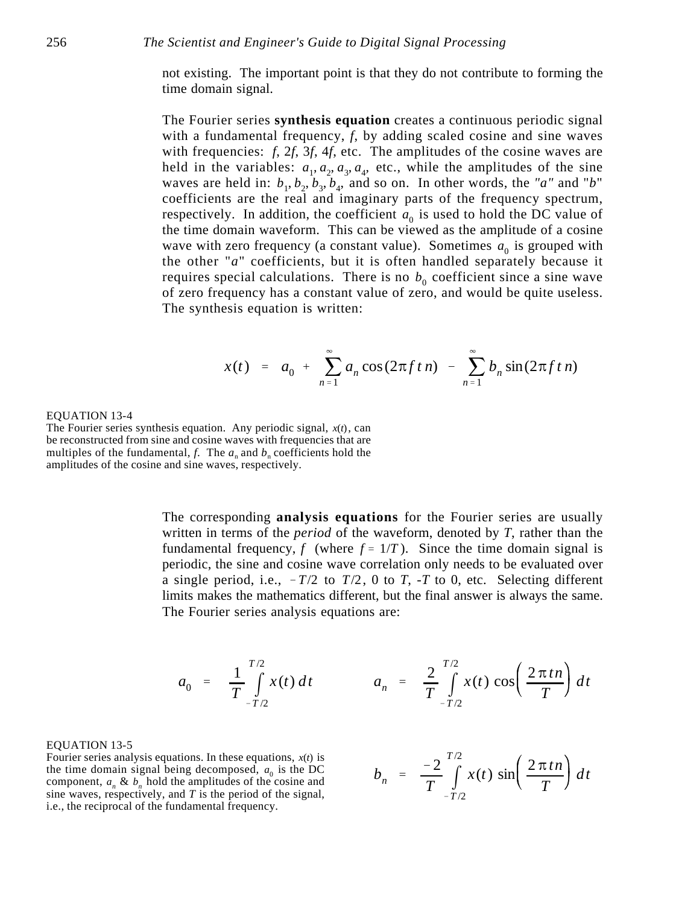not existing. The important point is that they do not contribute to forming the time domain signal.

The Fourier series **synthesis equation** creates a continuous periodic signal with a fundamental frequency, $f$, by adding scaled cosine and sine waves with frequencies: $f$, $2f$, $3f$, $4f$, etc. The amplitudes of the cosine waves are held in the variables: $a_1, a_2, a_3, a_4$, etc., while the amplitudes of the sine waves are held in: $b_1, b_2, b_3, b_4$, and so on. In other words, the "$a$" and "$b$" coefficients are the real and imaginary parts of the frequency spectrum, respectively. In addition, the coefficient $a_0$ is used to hold the DC value of the time domain waveform. This can be viewed as the amplitude of a cosine wave with zero frequency (a constant value). Sometimes $a_0$ is grouped with the other "$a$" coefficients, but it is often handled separately because it requires special calculations. There is no $b_0$ coefficient since a sine wave of zero frequency has a constant value of zero, and would be quite useless. The synthesis equation is written:

$$x(t) = a_0 + \sum_{n=1}^{\infty} a_n \cos(2\pi f t n) - \sum_{n=1}^{\infty} b_n \sin(2\pi f t n)$$

EQUATION 13-4
The Fourier series synthesis equation. Any periodic signal, $x(t)$, can be reconstructed from sine and cosine waves with frequencies that are multiples of the fundamental, $f$. The $a_n$ and $b_n$ coefficients hold the amplitudes of the cosine and sine waves, respectively.

The corresponding **analysis equations** for the Fourier series are usually written in terms of the *period* of the waveform, denoted by $T$, rather than the fundamental frequency, $f$ (where $f = 1/T$). Since the time domain signal is periodic, the sine and cosine wave correlation only needs to be evaluated over a single period, i.e., $-T/2$ to $T/2$, 0 to $T$, $-T$ to 0, etc. Selecting different limits makes the mathematics different, but the final answer is always the same. The Fourier series analysis equations are:

$$a_0 = \frac{1}{T} \int_{-T/2}^{T/2} x(t)\, dt \qquad a_n = \frac{2}{T} \int_{-T/2}^{T/2} x(t) \cos\left(\frac{2\pi t n}{T}\right) dt$$

$$b_n = \frac{-2}{T} \int_{-T/2}^{T/2} x(t) \sin\left(\frac{2\pi t n}{T}\right) dt$$

EQUATION 13-5
Fourier series analysis equations. In these equations, $x(t)$ is the time domain signal being decomposed, $a_0$ is the DC component, $a_n$ & $b_n$ hold the amplitudes of the cosine and sine waves, respectively, and $T$ is the period of the signal, i.e., the reciprocal of the fundamental frequency.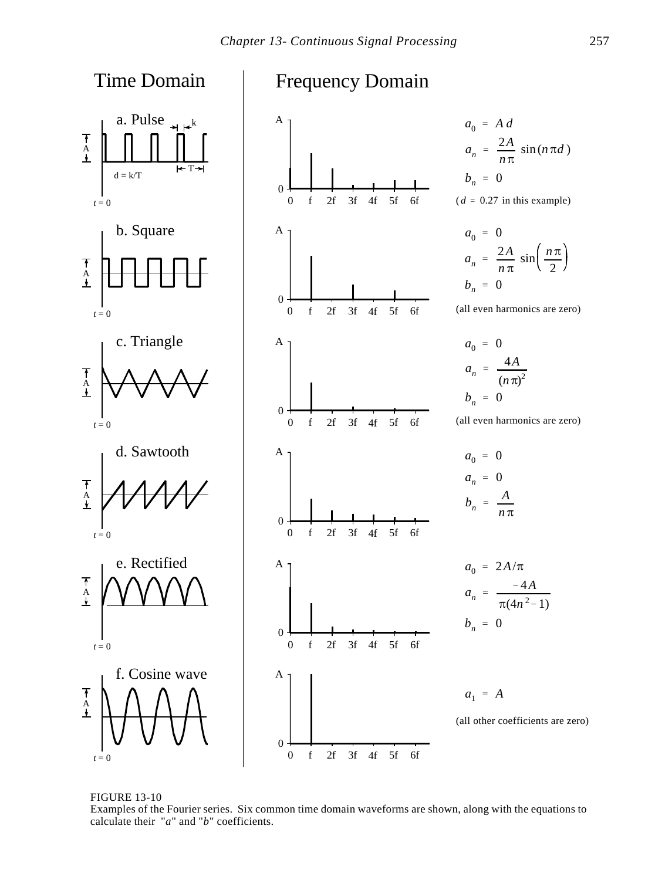Time Domain

Frequency Domain

a. Pulse

k

A

T

d = k/T

$t = 0$

A

0

0 f 2f 3f 4f 5f 6f

$$a_0 = A\,d$$

$$a_n = \frac{2A}{n\pi}\sin(n\pi d)$$

$$b_n = 0$$

($d = 0.27$ in this example)

b. Square

A

$t = 0$

A

0

0 f 2f 3f 4f 5f 6f

$$a_0 = 0$$

$$a_n = \frac{2A}{n\pi}\sin\left(\frac{n\pi}{2}\right)$$

$$b_n = 0$$

(all even harmonics are zero)

c. Triangle

A

$t = 0$

A

0

0 f 2f 3f 4f 5f 6f

$$a_0 = 0$$

$$a_n = \frac{4A}{(n\pi)^2}$$

$$b_n = 0$$

(all even harmonics are zero)

d. Sawtooth

A

$t = 0$

A

0

0 f 2f 3f 4f 5f 6f

$$a_0 = 0$$

$$a_n = 0$$

$$b_n = \frac{A}{n\pi}$$

e. Rectified

A

$t = 0$

A

0

0 f 2f 3f 4f 5f 6f

$$a_0 = 2A/\pi$$

$$a_n = \frac{-4A}{\pi(4n^2 - 1)}$$

$$b_n = 0$$

f. Cosine wave

A

$t = 0$

A

0

0 f 2f 3f 4f 5f 6f

$$a_1 = A$$

(all other coefficients are zero)

FIGURE 13-10
Examples of the Fourier series. Six common time domain waveforms are shown, along with the equations to calculate their "*a*" and "*b*" coefficients.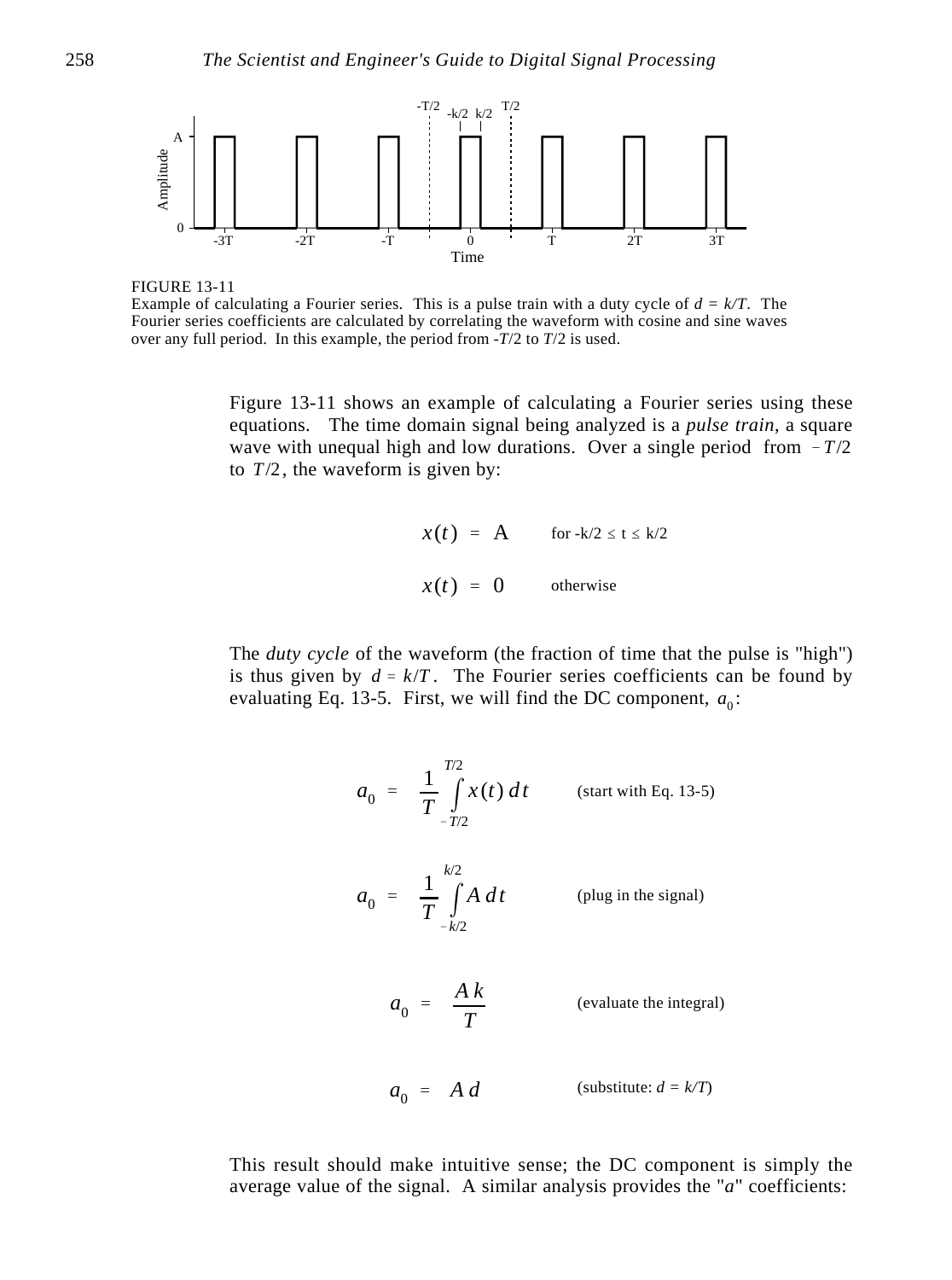-T/2
-k/2 k/2
T/2
A
0
Amplitude
-3T
-2T
-T
0
T
2T
3T
Time

FIGURE 13-11
Example of calculating a Fourier series. This is a pulse train with a duty cycle of $d = k/T$. The Fourier series coefficients are calculated by correlating the waveform with cosine and sine waves over any full period. In this example, the period from $-T/2$ to $T/2$ is used.

Figure 13-11 shows an example of calculating a Fourier series using these equations. The time domain signal being analyzed is a *pulse train*, a square wave with unequal high and low durations. Over a single period from $-T/2$ to $T/2$, the waveform is given by:

$$x(t) = A \qquad \text{for } -k/2 \leq t \leq k/2$$

$$x(t) = 0 \qquad \text{otherwise}$$

The *duty cycle* of the waveform (the fraction of time that the pulse is "high") is thus given by $d = k/T$. The Fourier series coefficients can be found by evaluating Eq. 13-5. First, we will find the DC component, $a_0$:

$$a_0 = \frac{1}{T} \int_{-T/2}^{T/2} x(t)\, dt \qquad \text{(start with Eq. 13-5)}$$

$$a_0 = \frac{1}{T} \int_{-k/2}^{k/2} A\, dt \qquad \text{(plug in the signal)}$$

$$a_0 = \frac{A\,k}{T} \qquad \text{(evaluate the integral)}$$

$$a_0 = A\,d \qquad \text{(substitute: } d = k/T\text{)}$$

This result should make intuitive sense; the DC component is simply the average value of the signal. A similar analysis provides the "*a*" coefficients: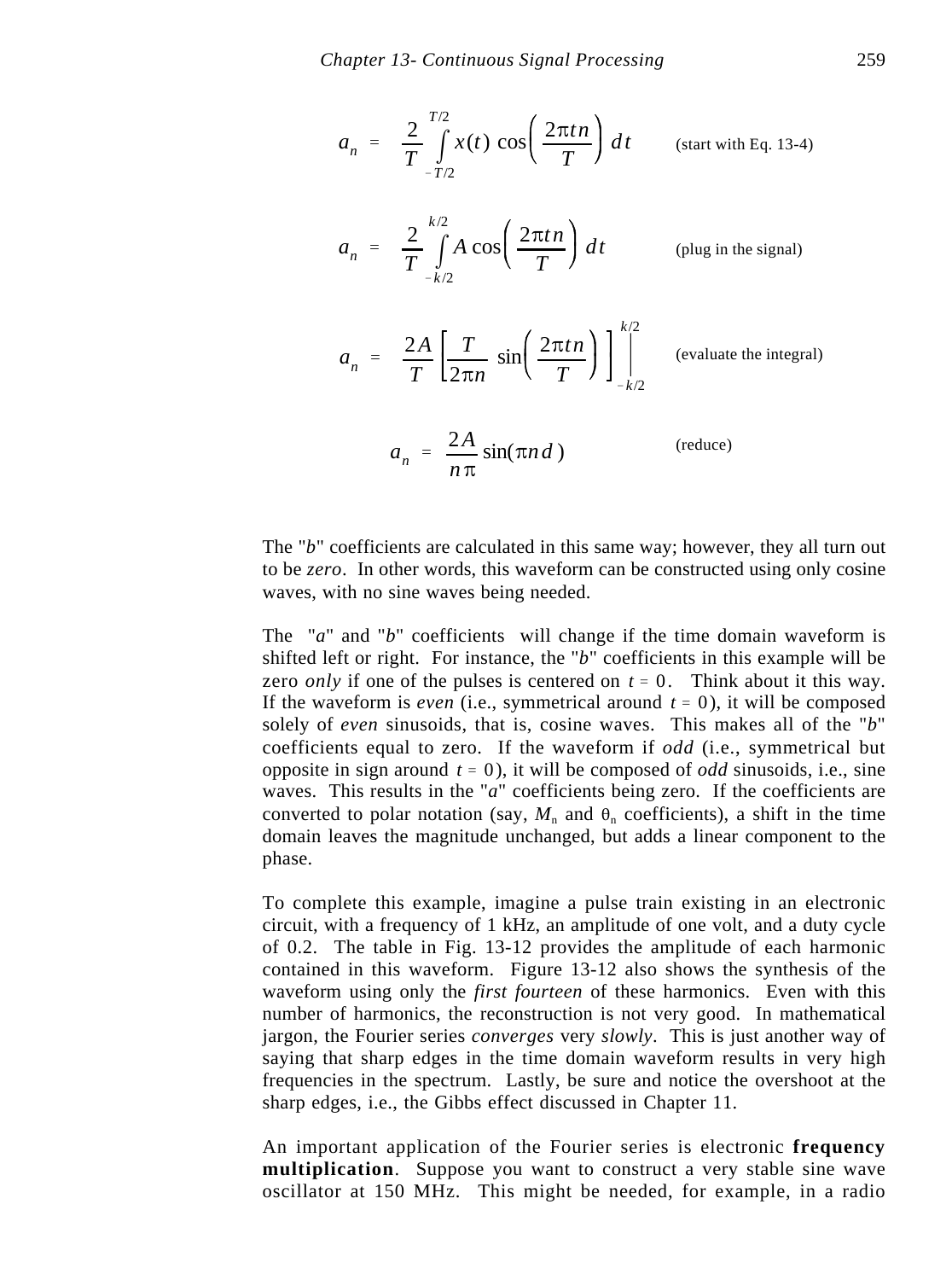$$a_n = \frac{2}{T} \int_{-T/2}^{T/2} x(t) \cos\left( \frac{2\pi t n}{T} \right) dt \qquad \text{(start with Eq. 13-4)}$$

$$a_n = \frac{2}{T} \int_{-k/2}^{k/2} A \cos\left( \frac{2\pi t n}{T} \right) dt \qquad \text{(plug in the signal)}$$

$$a_n = \frac{2A}{T} \left[ \frac{T}{2\pi n} \sin\left( \frac{2\pi t n}{T} \right) \right] \Bigg|_{-k/2}^{k/2} \qquad \text{(evaluate the integral)}$$

$$a_n = \frac{2A}{n\pi} \sin(\pi n d) \qquad \text{(reduce)}$$

The "*b*" coefficients are calculated in this same way; however, they all turn out to be *zero*. In other words, this waveform can be constructed using only cosine waves, with no sine waves being needed.

The "*a*" and "*b*" coefficients will change if the time domain waveform is shifted left or right. For instance, the "*b*" coefficients in this example will be zero *only* if one of the pulses is centered on $t = 0$. Think about it this way. If the waveform is *even* (i.e., symmetrical around $t = 0$), it will be composed solely of *even* sinusoids, that is, cosine waves. This makes all of the "*b*" coefficients equal to zero. If the waveform if *odd* (i.e., symmetrical but opposite in sign around $t = 0$), it will be composed of *odd* sinusoids, i.e., sine waves. This results in the "*a*" coefficients being zero. If the coefficients are converted to polar notation (say, $M_n$ and $\theta_n$ coefficients), a shift in the time domain leaves the magnitude unchanged, but adds a linear component to the phase.

To complete this example, imagine a pulse train existing in an electronic circuit, with a frequency of 1 kHz, an amplitude of one volt, and a duty cycle of 0.2. The table in Fig. 13-12 provides the amplitude of each harmonic contained in this waveform. Figure 13-12 also shows the synthesis of the waveform using only the *first fourteen* of these harmonics. Even with this number of harmonics, the reconstruction is not very good. In mathematical jargon, the Fourier series *converges* very *slowly*. This is just another way of saying that sharp edges in the time domain waveform results in very high frequencies in the spectrum. Lastly, be sure and notice the overshoot at the sharp edges, i.e., the Gibbs effect discussed in Chapter 11.

An important application of the Fourier series is electronic **frequency multiplication**. Suppose you want to construct a very stable sine wave oscillator at 150 MHz. This might be needed, for example, in a radio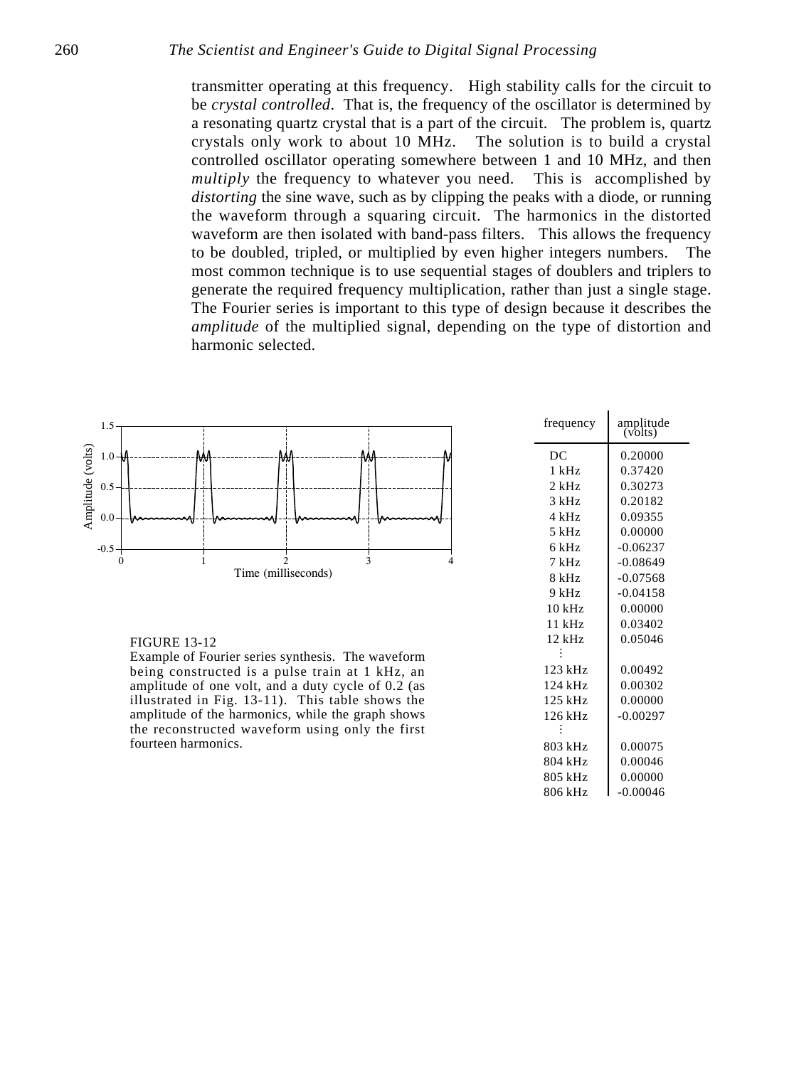transmitter operating at this frequency. High stability calls for the circuit to be *crystal controlled*. That is, the frequency of the oscillator is determined by a resonating quartz crystal that is a part of the circuit. The problem is, quartz crystals only work to about 10 MHz. The solution is to build a crystal controlled oscillator operating somewhere between 1 and 10 MHz, and then *multiply* the frequency to whatever you need. This is accomplished by *distorting* the sine wave, such as by clipping the peaks with a diode, or running the waveform through a squaring circuit. The harmonics in the distorted waveform are then isolated with band-pass filters. This allows the frequency to be doubled, tripled, or multiplied by even higher integers numbers. The most common technique is to use sequential stages of doublers and triplers to generate the required frequency multiplication, rather than just a single stage. The Fourier series is important to this type of design because it describes the *amplitude* of the multiplied signal, depending on the type of distortion and harmonic selected.

Amplitude (volts)

1.5
1.0
0.5
0.0
-0.5

0 1 2 3 4

Time (milliseconds)

| frequency | amplitude (volts) |
|---|---|
| DC | 0.20000 |
| 1 kHz | 0.37420 |
| 2 kHz | 0.30273 |
| 3 kHz | 0.20182 |
| 4 kHz | 0.09355 |
| 5 kHz | 0.00000 |
| 6 kHz | -0.06237 |
| 7 kHz | -0.08649 |
| 8 kHz | -0.07568 |
| 9 kHz | -0.04158 |
| 10 kHz | 0.00000 |
| 11 kHz | 0.03402 |
| 12 kHz | 0.05046 |
| ⋮ | |
| 123 kHz | 0.00492 |
| 124 kHz | 0.00302 |
| 125 kHz | 0.00000 |
| 126 kHz | -0.00297 |
| ⋮ | |
| 803 kHz | 0.00075 |
| 804 kHz | 0.00046 |
| 805 kHz | 0.00000 |
| 806 kHz | -0.00046 |

FIGURE 13-12
Example of Fourier series synthesis. The waveform being constructed is a pulse train at 1 kHz, an amplitude of one volt, and a duty cycle of 0.2 (as illustrated in Fig. 13-11). This table shows the amplitude of the harmonics, while the graph shows the reconstructed waveform using only the first fourteen harmonics.